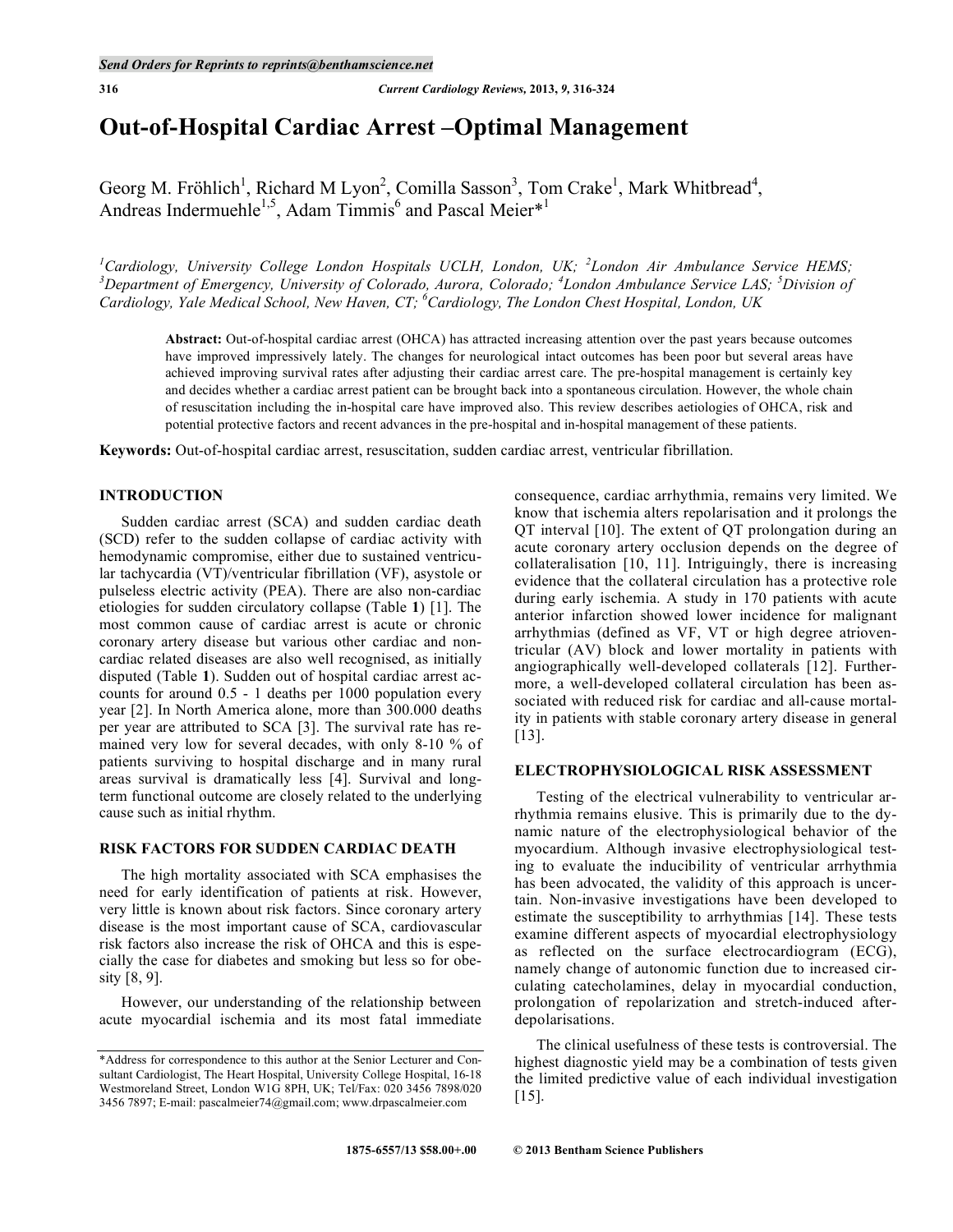# Out-of-Hospital Cardiac Arrest –Optimal Management

Georg M. Fröhlich[1], Richard M Lyon[2], Comilla Sasson[3], Tom Crake[1], Mark Whitbread[4], Andreas Indermuehle[1,5], Adam Timmis[6] and Pascal Meier*[1]

*[1]Cardiology, University College London Hospitals UCLH, London, UK; [2]London Air Ambulance Service HEMS; [3]Department of Emergency, University of Colorado, Aurora, Colorado; [4]London Ambulance Service LAS; [5]Division of Cardiology, Yale Medical School, New Haven, CT; [6]Cardiology, The London Chest Hospital, London, UK*

**Abstract:** Out-of-hospital cardiac arrest (OHCA) has attracted increasing attention over the past years because outcomes have improved impressively lately. The changes for neurological intact outcomes has been poor but several areas have achieved improving survival rates after adjusting their cardiac arrest care. The pre-hospital management is certainly key and decides whether a cardiac arrest patient can be brought back into a spontaneous circulation. However, the whole chain of resuscitation including the in-hospital care have improved also. This review describes aetiologies of OHCA, risk and potential protective factors and recent advances in the pre-hospital and in-hospital management of these patients.

**Keywords:** Out-of-hospital cardiac arrest, resuscitation, sudden cardiac arrest, ventricular fibrillation.

## INTRODUCTION

Sudden cardiac arrest (SCA) and sudden cardiac death (SCD) refer to the sudden collapse of cardiac activity with hemodynamic compromise, either due to sustained ventricular tachycardia (VT)/ventricular fibrillation (VF), asystole or pulseless electric activity (PEA). There are also non-cardiac etiologies for sudden circulatory collapse (Table **1**) [1]. The most common cause of cardiac arrest is acute or chronic coronary artery disease but various other cardiac and non-cardiac related diseases are also well recognised, as initially disputed (Table **1**). Sudden out of hospital cardiac arrest accounts for around 0.5 - 1 deaths per 1000 population every year [2]. In North America alone, more than 300.000 deaths per year are attributed to SCA [3]. The survival rate has remained very low for several decades, with only 8-10 % of patients surviving to hospital discharge and in many rural areas survival is dramatically less [4]. Survival and long-term functional outcome are closely related to the underlying cause such as initial rhythm.

## RISK FACTORS FOR SUDDEN CARDIAC DEATH

The high mortality associated with SCA emphasises the need for early identification of patients at risk. However, very little is known about risk factors. Since coronary artery disease is the most important cause of SCA, cardiovascular risk factors also increase the risk of OHCA and this is especially the case for diabetes and smoking but less so for obesity [8, 9].

However, our understanding of the relationship between acute myocardial ischemia and its most fatal immediate consequence, cardiac arrhythmia, remains very limited. We know that ischemia alters repolarisation and it prolongs the QT interval [10]. The extent of QT prolongation during an acute coronary artery occlusion depends on the degree of collateralisation [10, 11]. Intriguingly, there is increasing evidence that the collateral circulation has a protective role during early ischemia. A study in 170 patients with acute anterior infarction showed lower incidence for malignant arrhythmias (defined as VF, VT or high degree atrioventricular (AV) block and lower mortality in patients with angiographically well-developed collaterals [12]. Furthermore, a well-developed collateral circulation has been associated with reduced risk for cardiac and all-cause mortality in patients with stable coronary artery disease in general [13].

## ELECTROPHYSIOLOGICAL RISK ASSESSMENT

Testing of the electrical vulnerability to ventricular arrhythmia remains elusive. This is primarily due to the dynamic nature of the electrophysiological behavior of the myocardium. Although invasive electrophysiological testing to evaluate the inducibility of ventricular arrhythmia has been advocated, the validity of this approach is uncertain. Non-invasive investigations have been developed to estimate the susceptibility to arrhythmias [14]. These tests examine different aspects of myocardial electrophysiology as reflected on the surface electrocardiogram (ECG), namely change of autonomic function due to increased circulating catecholamines, delay in myocardial conduction, prolongation of repolarization and stretch-induced afterdepolarisations.

The clinical usefulness of these tests is controversial. The highest diagnostic yield may be a combination of tests given the limited predictive value of each individual investigation [15].

*Address for correspondence to this author at the Senior Lecturer and Consultant Cardiologist, The Heart Hospital, University College Hospital, 16-18 Westmoreland Street, London W1G 8PH, UK; Tel/Fax: 020 3456 7898/020 3456 7897; E-mail: pascalmeier74@gmail.com; www.drpascalmeier.com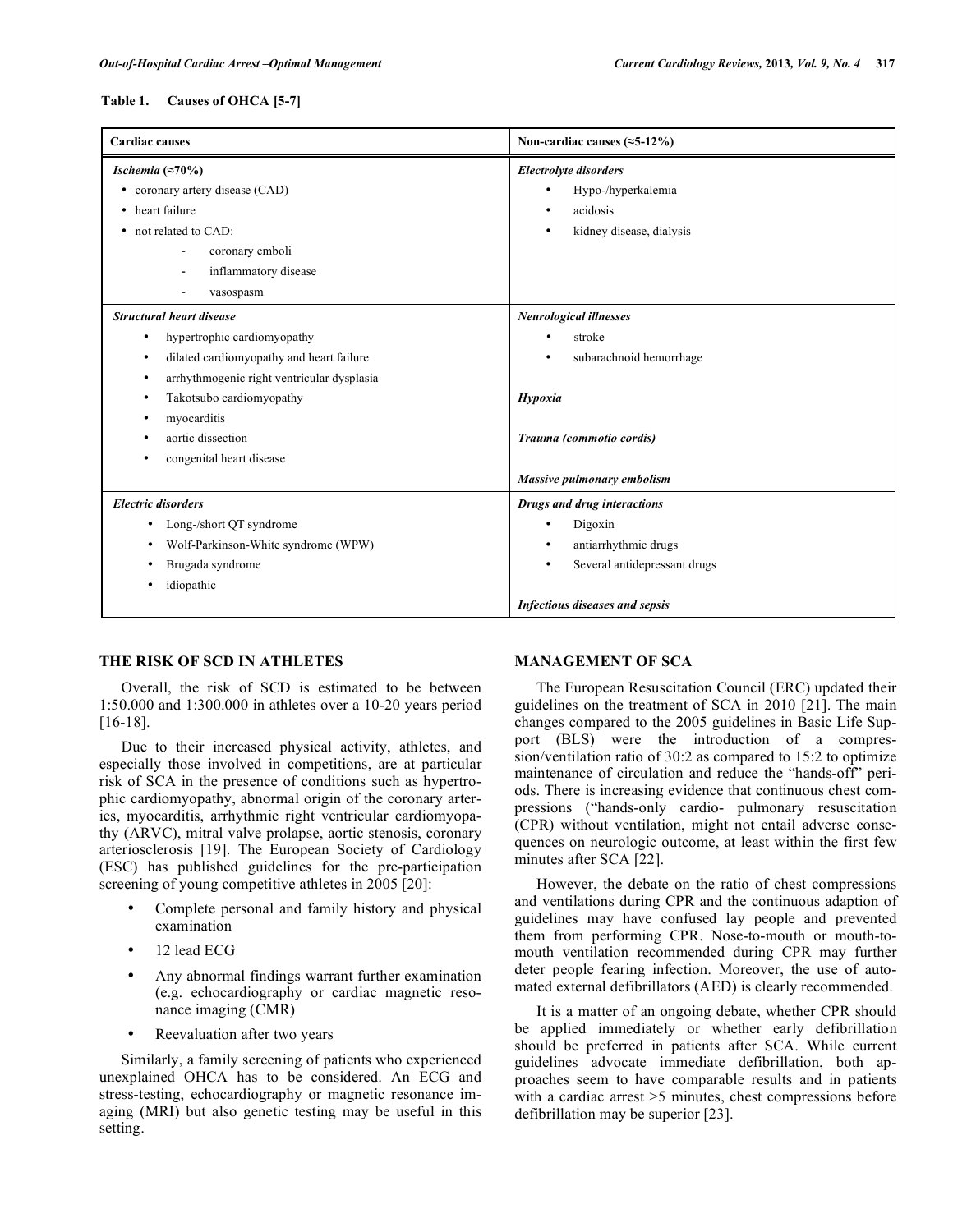**Table 1. Causes of OHCA [5-7]**

| Cardiac causes | Non-cardiac causes (≈5-12%) |
|---|---|
| ***Ischemia (≈70%)*** | ***Electrolyte disorders*** |
| • coronary artery disease (CAD) | • Hypo-/hyperkalemia |
| • heart failure | • acidosis |
| • not related to CAD: | • kidney disease, dialysis |
| - coronary emboli | |
| - inflammatory disease | |
| - vasospasm | |
| ***Structural heart disease*** | ***Neurological illnesses*** |
| • hypertrophic cardiomyopathy | • stroke |
| • dilated cardiomyopathy and heart failure | • subarachnoid hemorrhage |
| • arrhythmogenic right ventricular dysplasia | |
| • Takotsubo cardiomyopathy | ***Hypoxia*** |
| • myocarditis | |
| • aortic dissection | ***Trauma (commotio cordis)*** |
| • congenital heart disease | |
| | ***Massive pulmonary embolism*** |
| ***Electric disorders*** | ***Drugs and drug interactions*** |
| • Long-/short QT syndrome | • Digoxin |
| • Wolf-Parkinson-White syndrome (WPW) | • antiarrhythmic drugs |
| • Brugada syndrome | • Several antidepressant drugs |
| • idiopathic | |
| | ***Infectious diseases and sepsis*** |

## THE RISK OF SCD IN ATHLETES

Overall, the risk of SCD is estimated to be between 1:50.000 and 1:300.000 in athletes over a 10-20 years period [16-18].

Due to their increased physical activity, athletes, and especially those involved in competitions, are at particular risk of SCA in the presence of conditions such as hypertrophic cardiomyopathy, abnormal origin of the coronary arteries, myocarditis, arrhythmic right ventricular cardiomyopathy (ARVC), mitral valve prolapse, aortic stenosis, coronary arteriosclerosis [19]. The European Society of Cardiology (ESC) has published guidelines for the pre-participation screening of young competitive athletes in 2005 [20]:

- Complete personal and family history and physical examination
- 12 lead ECG
- Any abnormal findings warrant further examination (e.g. echocardiography or cardiac magnetic resonance imaging (CMR)
- Reevaluation after two years

Similarly, a family screening of patients who experienced unexplained OHCA has to be considered. An ECG and stress-testing, echocardiography or magnetic resonance imaging (MRI) but also genetic testing may be useful in this setting.

## MANAGEMENT OF SCA

The European Resuscitation Council (ERC) updated their guidelines on the treatment of SCA in 2010 [21]. The main changes compared to the 2005 guidelines in Basic Life Support (BLS) were the introduction of a compression/ventilation ratio of 30:2 as compared to 15:2 to optimize maintenance of circulation and reduce the "hands-off" periods. There is increasing evidence that continuous chest compressions ("hands-only cardio- pulmonary resuscitation (CPR) without ventilation, might not entail adverse consequences on neurologic outcome, at least within the first few minutes after SCA [22].

However, the debate on the ratio of chest compressions and ventilations during CPR and the continuous adaption of guidelines may have confused lay people and prevented them from performing CPR. Nose-to-mouth or mouth-to-mouth ventilation recommended during CPR may further deter people fearing infection. Moreover, the use of automated external defibrillators (AED) is clearly recommended.

It is a matter of an ongoing debate, whether CPR should be applied immediately or whether early defibrillation should be preferred in patients after SCA. While current guidelines advocate immediate defibrillation, both approaches seem to have comparable results and in patients with a cardiac arrest >5 minutes, chest compressions before defibrillation may be superior [23].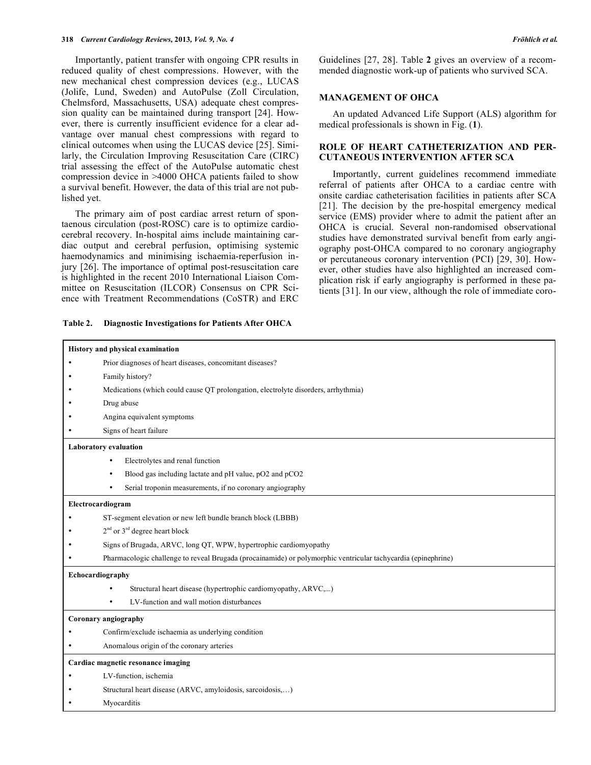Importantly, patient transfer with ongoing CPR results in reduced quality of chest compressions. However, with the new mechanical chest compression devices (e.g., LUCAS (Jolife, Lund, Sweden) and AutoPulse (Zoll Circulation, Chelmsford, Massachusetts, USA) adequate chest compression quality can be maintained during transport [24]. However, there is currently insufficient evidence for a clear advantage over manual chest compressions with regard to clinical outcomes when using the LUCAS device [25]. Similarly, the Circulation Improving Resuscitation Care (CIRC) trial assessing the effect of the AutoPulse automatic chest compression device in >4000 OHCA patients failed to show a survival benefit. However, the data of this trial are not published yet.

The primary aim of post cardiac arrest return of spontaenous circulation (post-ROSC) care is to optimize cardiocerebral recovery. In-hospital aims include maintaining cardiac output and cerebral perfusion, optimising systemic haemodynamics and minimising ischaemia-reperfusion injury [26]. The importance of optimal post-resuscitation care is highlighted in the recent 2010 International Liaison Committee on Resuscitation (ILCOR) Consensus on CPR Science with Treatment Recommendations (CoSTR) and ERC Guidelines [27, 28]. Table **2** gives an overview of a recommended diagnostic work-up of patients who survived SCA.

## MANAGEMENT OF OHCA

An updated Advanced Life Support (ALS) algorithm for medical professionals is shown in Fig. (**1**).

## ROLE OF HEART CATHETERIZATION AND PERCUTANEOUS INTERVENTION AFTER SCA

Importantly, current guidelines recommend immediate referral of patients after OHCA to a cardiac centre with onsite cardiac catheterisation facilities in patients after SCA [21]. The decision by the pre-hospital emergency medical service (EMS) provider where to admit the patient after an OHCA is crucial. Several non-randomised observational studies have demonstrated survival benefit from early angiography post-OHCA compared to no coronary angiography or percutaneous coronary intervention (PCI) [29, 30]. However, other studies have also highlighted an increased complication risk if early angiography is performed in these patients [31]. In our view, although the role of immediate coro-

**Table 2. Diagnostic Investigations for Patients After OHCA**

| |
|---|
| **History and physical examination** |
| • Prior diagnoses of heart diseases, concomitant diseases? |
| • Family history? |
| • Medications (which could cause QT prolongation, electrolyte disorders, arrhythmia) |
| • Drug abuse |
| • Angina equivalent symptoms |
| • Signs of heart failure |
| **Laboratory evaluation** |
| • Electrolytes and renal function |
| • Blood gas including lactate and pH value, pO2 and pCO2 |
| • Serial troponin measurements, if no coronary angiography |
| **Electrocardiogram** |
| • ST-segment elevation or new left bundle branch block (LBBB) |
| • 2nd or 3rd degree heart block |
| • Signs of Brugada, ARVC, long QT, WPW, hypertrophic cardiomyopathy |
| • Pharmacologic challenge to reveal Brugada (procainamide) or polymorphic ventricular tachycardia (epinephrine) |
| **Echocardiography** |
| • Structural heart disease (hypertrophic cardiomyopathy, ARVC,...) |
| • LV-function and wall motion disturbances |
| **Coronary angiography** |
| • Confirm/exclude ischaemia as underlying condition |
| • Anomalous origin of the coronary arteries |
| **Cardiac magnetic resonance imaging** |
| • LV-function, ischemia |
| • Structural heart disease (ARVC, amyloidosis, sarcoidosis,…) |
| • Myocarditis |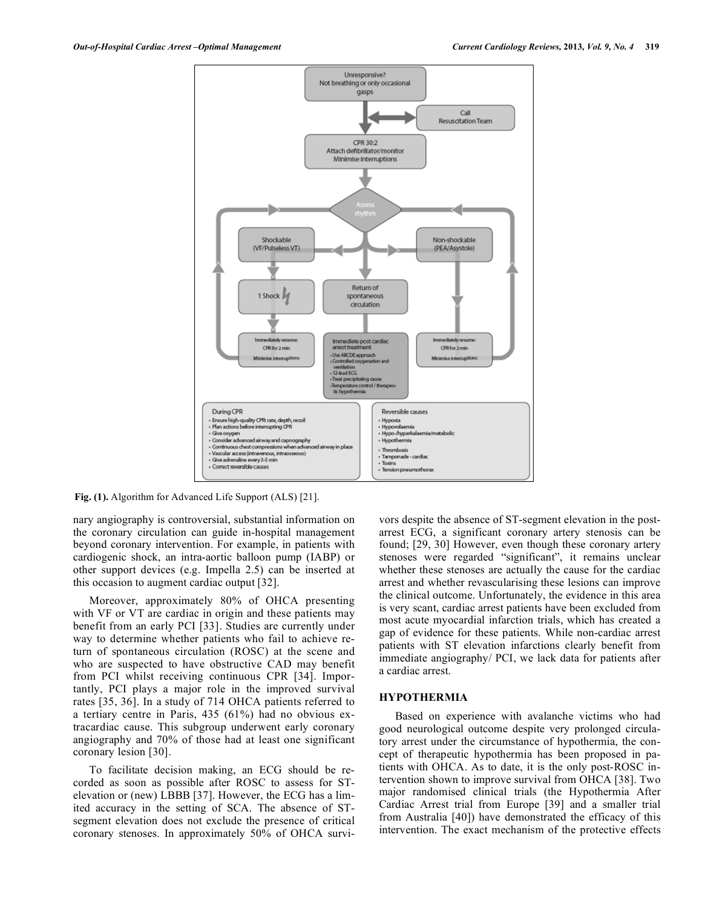**Fig. (1).** Algorithm for Advanced Life Support (ALS) [21].

nary angiography is controversial, substantial information on the coronary circulation can guide in-hospital management beyond coronary intervention. For example, in patients with cardiogenic shock, an intra-aortic balloon pump (IABP) or other support devices (e.g. Impella 2.5) can be inserted at this occasion to augment cardiac output [32].

Moreover, approximately 80% of OHCA presenting with VF or VT are cardiac in origin and these patients may benefit from an early PCI [33]. Studies are currently under way to determine whether patients who fail to achieve return of spontaneous circulation (ROSC) at the scene and who are suspected to have obstructive CAD may benefit from PCI whilst receiving continuous CPR [34]. Importantly, PCI plays a major role in the improved survival rates [35, 36]. In a study of 714 OHCA patients referred to a tertiary centre in Paris, 435 (61%) had no obvious extracardiac cause. This subgroup underwent early coronary angiography and 70% of those had at least one significant coronary lesion [30].

To facilitate decision making, an ECG should be recorded as soon as possible after ROSC to assess for ST-elevation or (new) LBBB [37]. However, the ECG has a limited accuracy in the setting of SCA. The absence of ST-segment elevation does not exclude the presence of critical coronary stenoses. In approximately 50% of OHCA survivors despite the absence of ST-segment elevation in the post-arrest ECG, a significant coronary artery stenosis can be found; [29, 30] However, even though these coronary artery stenoses were regarded "significant", it remains unclear whether these stenoses are actually the cause for the cardiac arrest and whether revascularising these lesions can improve the clinical outcome. Unfortunately, the evidence in this area is very scant, cardiac arrest patients have been excluded from most acute myocardial infarction trials, which has created a gap of evidence for these patients. While non-cardiac arrest patients with ST elevation infarctions clearly benefit from immediate angiography/ PCI, we lack data for patients after a cardiac arrest.

## HYPOTHERMIA

Based on experience with avalanche victims who had good neurological outcome despite very prolonged circulatory arrest under the circumstance of hypothermia, the concept of therapeutic hypothermia has been proposed in patients with OHCA. As to date, it is the only post-ROSC intervention shown to improve survival from OHCA [38]. Two major randomised clinical trials (the Hypothermia After Cardiac Arrest trial from Europe [39] and a smaller trial from Australia [40]) have demonstrated the efficacy of this intervention. The exact mechanism of the protective effects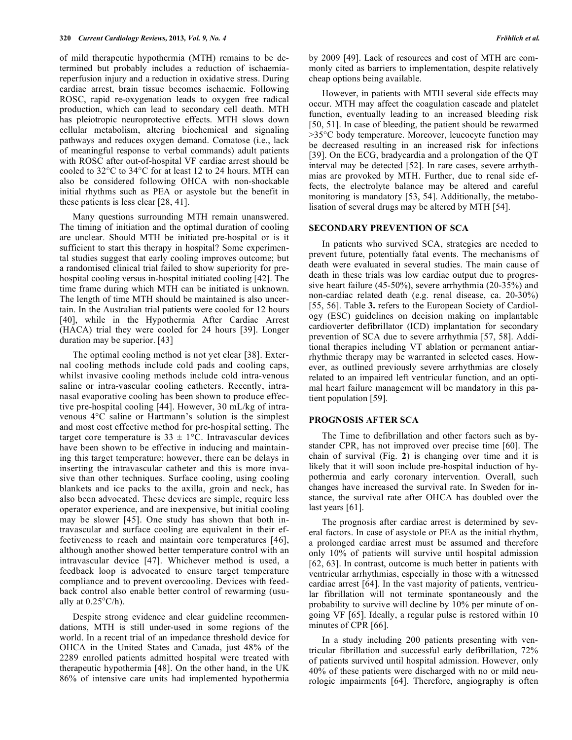of mild therapeutic hypothermia (MTH) remains to be determined but probably includes a reduction of ischaemia-reperfusion injury and a reduction in oxidative stress. During cardiac arrest, brain tissue becomes ischaemic. Following ROSC, rapid re-oxygenation leads to oxygen free radical production, which can lead to secondary cell death. MTH has pleiotropic neuroprotective effects. MTH slows down cellular metabolism, altering biochemical and signaling pathways and reduces oxygen demand. Comatose (i.e., lack of meaningful response to verbal commands) adult patients with ROSC after out-of-hospital VF cardiac arrest should be cooled to 32°C to 34°C for at least 12 to 24 hours. MTH can also be considered following OHCA with non-shockable initial rhythms such as PEA or asystole but the benefit in these patients is less clear [28, 41].

Many questions surrounding MTH remain unanswered. The timing of initiation and the optimal duration of cooling are unclear. Should MTH be initiated pre-hospital or is it sufficient to start this therapy in hospital? Some experimental studies suggest that early cooling improves outcome; but a randomised clinical trial failed to show superiority for pre-hospital cooling versus in-hospital initiated cooling [42]. The time frame during which MTH can be initiated is unknown. The length of time MTH should be maintained is also uncertain. In the Australian trial patients were cooled for 12 hours [40], while in the Hypothermia After Cardiac Arrest (HACA) trial they were cooled for 24 hours [39]. Longer duration may be superior. [43]

The optimal cooling method is not yet clear [38]. External cooling methods include cold pads and cooling caps, whilst invasive cooling methods include cold intra-venous saline or intra-vascular cooling catheters. Recently, intranasal evaporative cooling has been shown to produce effective pre-hospital cooling [44]. However, 30 mL/kg of intravenous 4°C saline or Hartmann's solution is the simplest and most cost effective method for pre-hospital setting. The target core temperature is 33 ± 1°C. Intravascular devices have been shown to be effective in inducing and maintaining this target temperature; however, there can be delays in inserting the intravascular catheter and this is more invasive than other techniques. Surface cooling, using cooling blankets and ice packs to the axilla, groin and neck, has also been advocated. These devices are simple, require less operator experience, and are inexpensive, but initial cooling may be slower [45]. One study has shown that both intravascular and surface cooling are equivalent in their effectiveness to reach and maintain core temperatures [46], although another showed better temperature control with an intravascular device [47]. Whichever method is used, a feedback loop is advocated to ensure target temperature compliance and to prevent overcooling. Devices with feedback control also enable better control of rewarming (usually at 0.25°C/h).

Despite strong evidence and clear guideline recommendations, MTH is still under-used in some regions of the world. In a recent trial of an impedance threshold device for OHCA in the United States and Canada, just 48% of the 2289 enrolled patients admitted hospital were treated with therapeutic hypothermia [48]. On the other hand, in the UK 86% of intensive care units had implemented hypothermia by 2009 [49]. Lack of resources and cost of MTH are commonly cited as barriers to implementation, despite relatively cheap options being available.

However, in patients with MTH several side effects may occur. MTH may affect the coagulation cascade and platelet function, eventually leading to an increased bleeding risk [50, 51]. In case of bleeding, the patient should be rewarmed >35°C body temperature. Moreover, leucocyte function may be decreased resulting in an increased risk for infections [39]. On the ECG, bradycardia and a prolongation of the QT interval may be detected [52]. In rare cases, severe arrhythmias are provoked by MTH. Further, due to renal side effects, the electrolyte balance may be altered and careful monitoring is mandatory [53, 54]. Additionally, the metabolisation of several drugs may be altered by MTH [54].

## SECONDARY PREVENTION OF SCA

In patients who survived SCA, strategies are needed to prevent future, potentially fatal events. The mechanisms of death were evaluated in several studies. The main cause of death in these trials was low cardiac output due to progressive heart failure (45-50%), severe arrhythmia (20-35%) and non-cardiac related death (e.g. renal disease, ca. 20-30%) [55, 56]. Table **3.** refers to the European Society of Cardiology (ESC) guidelines on decision making on implantable cardioverter defibrillator (ICD) implantation for secondary prevention of SCA due to severe arrhythmia [57, 58]. Additional therapies including VT ablation or permanent antiarrhythmic therapy may be warranted in selected cases. However, as outlined previously severe arrhythmias are closely related to an impaired left ventricular function, and an optimal heart failure management will be mandatory in this patient population [59].

## PROGNOSIS AFTER SCA

The Time to defibrillation and other factors such as bystander CPR, has not improved over precise time [60]. The chain of survival (Fig. **2**) is changing over time and it is likely that it will soon include pre-hospital induction of hypothermia and early coronary intervention. Overall, such changes have increased the survival rate. In Sweden for instance, the survival rate after OHCA has doubled over the last years [61].

The prognosis after cardiac arrest is determined by several factors. In case of asystole or PEA as the initial rhythm, a prolonged cardiac arrest must be assumed and therefore only 10% of patients will survive until hospital admission [62, 63]. In contrast, outcome is much better in patients with ventricular arrhythmias, especially in those with a witnessed cardiac arrest [64]. In the vast majority of patients, ventricular fibrillation will not terminate spontaneously and the probability to survive will decline by 10% per minute of ongoing VF [65]. Ideally, a regular pulse is restored within 10 minutes of CPR [66].

In a study including 200 patients presenting with ventricular fibrillation and successful early defibrillation, 72% of patients survived until hospital admission. However, only 40% of these patients were discharged with no or mild neurologic impairments [64]. Therefore, angiography is often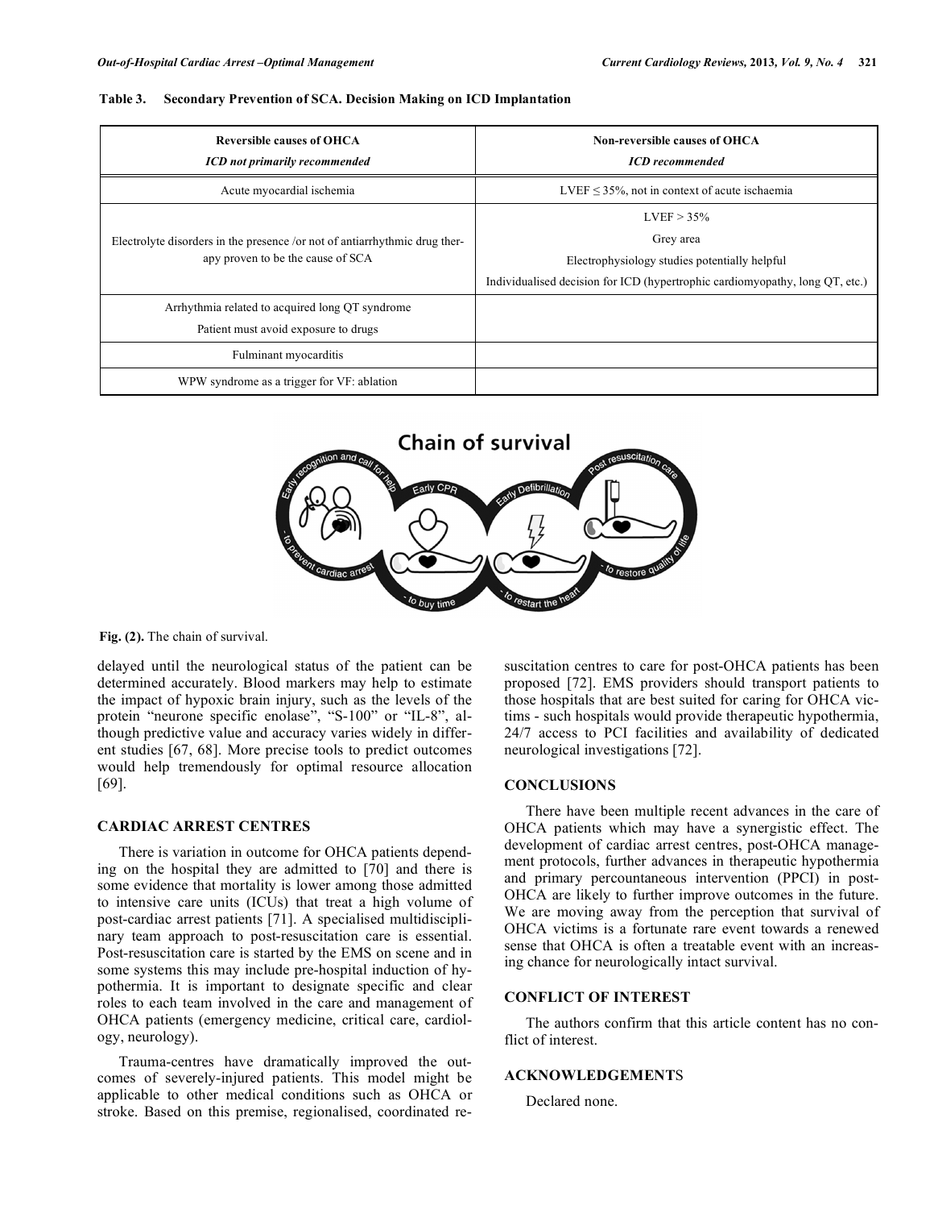**Table 3. Secondary Prevention of SCA. Decision Making on ICD Implantation**

| Reversible causes of OHCA *ICD not primarily recommended* | Non-reversible causes of OHCA *ICD recommended* |
|---|---|
| Acute myocardial ischemia | LVEF ≤ 35%, not in context of acute ischaemia |
| Electrolyte disorders in the presence /or not of antiarrhythmic drug therapy proven to be the cause of SCA | LVEF > 35% Grey area Electrophysiology studies potentially helpful Individualised decision for ICD (hypertrophic cardiomyopathy, long QT, etc.) |
| Arrhythmia related to acquired long QT syndrome Patient must avoid exposure to drugs | |
| Fulminant myocarditis | |
| WPW syndrome as a trigger for VF: ablation | |

**Fig. (2).** The chain of survival.

delayed until the neurological status of the patient can be determined accurately. Blood markers may help to estimate the impact of hypoxic brain injury, such as the levels of the protein "neurone specific enolase", "S-100" or "IL-8", although predictive value and accuracy varies widely in different studies [67, 68]. More precise tools to predict outcomes would help tremendously for optimal resource allocation [69].

## CARDIAC ARREST CENTRES

There is variation in outcome for OHCA patients depending on the hospital they are admitted to [70] and there is some evidence that mortality is lower among those admitted to intensive care units (ICUs) that treat a high volume of post-cardiac arrest patients [71]. A specialised multidisciplinary team approach to post-resuscitation care is essential. Post-resuscitation care is started by the EMS on scene and in some systems this may include pre-hospital induction of hypothermia. It is important to designate specific and clear roles to each team involved in the care and management of OHCA patients (emergency medicine, critical care, cardiology, neurology).

Trauma-centres have dramatically improved the outcomes of severely-injured patients. This model might be applicable to other medical conditions such as OHCA or stroke. Based on this premise, regionalised, coordinated resuscitation centres to care for post-OHCA patients has been proposed [72]. EMS providers should transport patients to those hospitals that are best suited for caring for OHCA victims - such hospitals would provide therapeutic hypothermia, 24/7 access to PCI facilities and availability of dedicated neurological investigations [72].

## CONCLUSIONS

There have been multiple recent advances in the care of OHCA patients which may have a synergistic effect. The development of cardiac arrest centres, post-OHCA management protocols, further advances in therapeutic hypothermia and primary percountaneous intervention (PPCI) in post-OHCA are likely to further improve outcomes in the future. We are moving away from the perception that survival of OHCA victims is a fortunate rare event towards a renewed sense that OHCA is often a treatable event with an increasing chance for neurologically intact survival.

## CONFLICT OF INTEREST

The authors confirm that this article content has no conflict of interest.

## ACKNOWLEDGEMENTS

Declared none.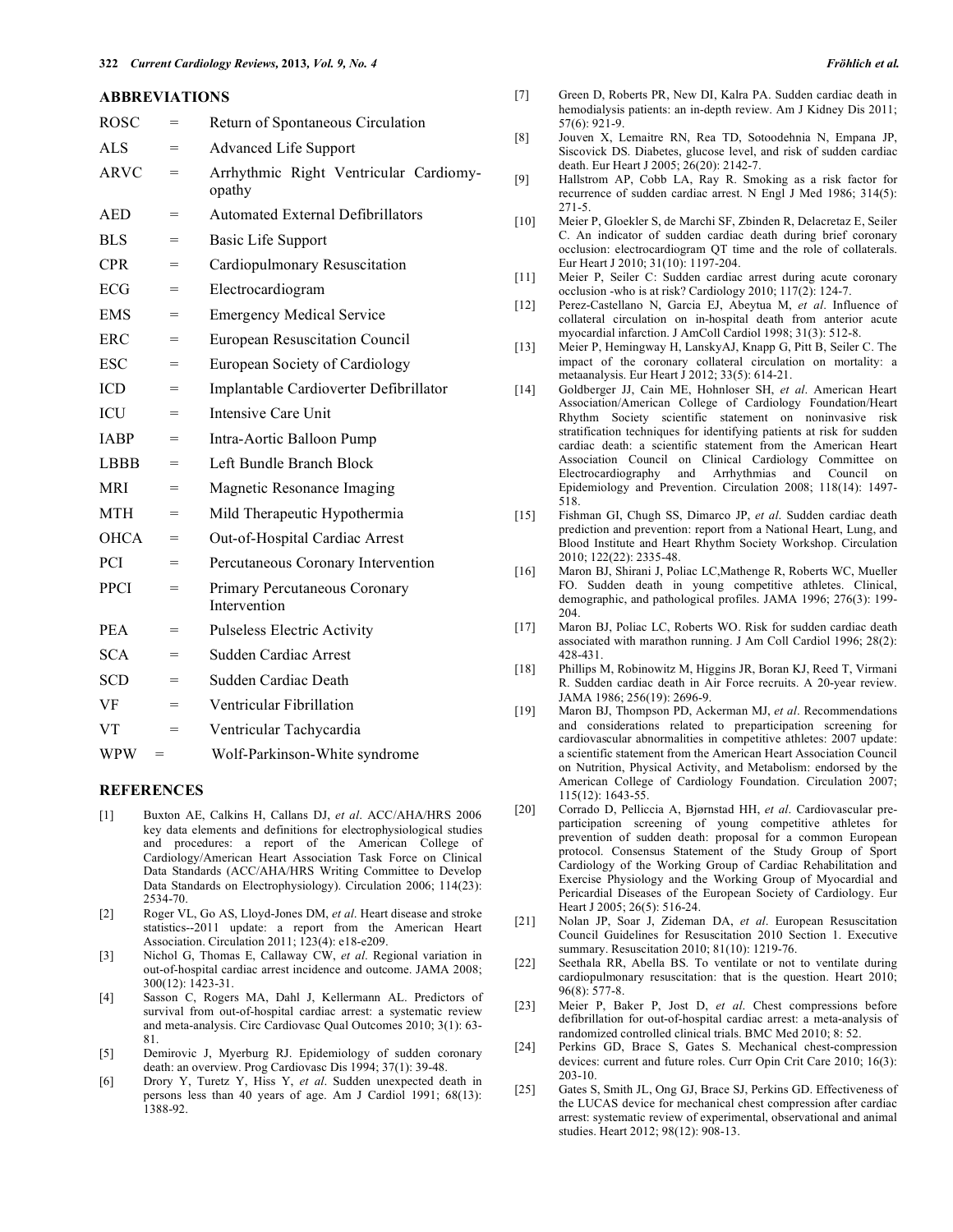## ABBREVIATIONS

| | | |
|---|---|---|
| ROSC | = | Return of Spontaneous Circulation |
| ALS | = | Advanced Life Support |
| ARVC | = | Arrhythmic Right Ventricular Cardiomyopathy |
| AED | = | Automated External Defibrillators |
| BLS | = | Basic Life Support |
| CPR | = | Cardiopulmonary Resuscitation |
| ECG | = | Electrocardiogram |
| EMS | = | Emergency Medical Service |
| ERC | = | European Resuscitation Council |
| ESC | = | European Society of Cardiology |
| ICD | = | Implantable Cardioverter Defibrillator |
| ICU | = | Intensive Care Unit |
| IABP | = | Intra-Aortic Balloon Pump |
| LBBB | = | Left Bundle Branch Block |
| MRI | = | Magnetic Resonance Imaging |
| MTH | = | Mild Therapeutic Hypothermia |
| OHCA | = | Out-of-Hospital Cardiac Arrest |
| PCI | = | Percutaneous Coronary Intervention |
| PPCI | = | Primary Percutaneous Coronary Intervention |
| PEA | = | Pulseless Electric Activity |
| SCA | = | Sudden Cardiac Arrest |
| SCD | = | Sudden Cardiac Death |
| VF | = | Ventricular Fibrillation |
| VT | = | Ventricular Tachycardia |
| WPW | = | Wolf-Parkinson-White syndrome |

## REFERENCES

[1] Buxton AE, Calkins H, Callans DJ, *et al*. ACC/AHA/HRS 2006 key data elements and definitions for electrophysiological studies and procedures: a report of the American College of Cardiology/American Heart Association Task Force on Clinical Data Standards (ACC/AHA/HRS Writing Committee to Develop Data Standards on Electrophysiology). Circulation 2006; 114(23): 2534-70.

[2] Roger VL, Go AS, Lloyd-Jones DM, *et al*. Heart disease and stroke statistics--2011 update: a report from the American Heart Association. Circulation 2011; 123(4): e18-e209.

[3] Nichol G, Thomas E, Callaway CW, *et al*. Regional variation in out-of-hospital cardiac arrest incidence and outcome. JAMA 2008; 300(12): 1423-31.

[4] Sasson C, Rogers MA, Dahl J, Kellermann AL. Predictors of survival from out-of-hospital cardiac arrest: a systematic review and meta-analysis. Circ Cardiovasc Qual Outcomes 2010; 3(1): 63-81.

[5] Demirovic J, Myerburg RJ. Epidemiology of sudden coronary death: an overview. Prog Cardiovasc Dis 1994; 37(1): 39-48.

[6] Drory Y, Turetz Y, Hiss Y, *et al*. Sudden unexpected death in persons less than 40 years of age. Am J Cardiol 1991; 68(13): 1388-92.

[7] Green D, Roberts PR, New DI, Kalra PA. Sudden cardiac death in hemodialysis patients: an in-depth review. Am J Kidney Dis 2011; 57(6): 921-9.

[8] Jouven X, Lemaitre RN, Rea TD, Sotoodehnia N, Empana JP, Siscovick DS. Diabetes, glucose level, and risk of sudden cardiac death. Eur Heart J 2005; 26(20): 2142-7.

[9] Hallstrom AP, Cobb LA, Ray R. Smoking as a risk factor for recurrence of sudden cardiac arrest. N Engl J Med 1986; 314(5): 271-5.

[10] Meier P, Gloekler S, de Marchi SF, Zbinden R, Delacretaz E, Seiler C. An indicator of sudden cardiac death during brief coronary occlusion: electrocardiogram QT time and the role of collaterals. Eur Heart J 2010; 31(10): 1197-204.

[11] Meier P, Seiler C: Sudden cardiac arrest during acute coronary occlusion -who is at risk? Cardiology 2010; 117(2): 124-7.

[12] Perez-Castellano N, Garcia EJ, Abeytua M, *et al*. Influence of collateral circulation on in-hospital death from anterior acute myocardial infarction. J AmColl Cardiol 1998; 31(3): 512-8.

[13] Meier P, Hemingway H, LanskyAJ, Knapp G, Pitt B, Seiler C. The impact of the coronary collateral circulation on mortality: a metaanalysis. Eur Heart J 2012; 33(5): 614-21.

[14] Goldberger JJ, Cain ME, Hohnloser SH, *et al*. American Heart Association/American College of Cardiology Foundation/Heart Rhythm Society scientific statement on noninvasive risk stratification techniques for identifying patients at risk for sudden cardiac death: a scientific statement from the American Heart Association Council on Clinical Cardiology Committee on Electrocardiography and Arrhythmias and Council on Epidemiology and Prevention. Circulation 2008; 118(14): 1497-518.

[15] Fishman GI, Chugh SS, Dimarco JP, *et al*. Sudden cardiac death prediction and prevention: report from a National Heart, Lung, and Blood Institute and Heart Rhythm Society Workshop. Circulation 2010; 122(22): 2335-48.

[16] Maron BJ, Shirani J, Poliac LC,Mathenge R, Roberts WC, Mueller FO. Sudden death in young competitive athletes. Clinical, demographic, and pathological profiles. JAMA 1996; 276(3): 199-204.

[17] Maron BJ, Poliac LC, Roberts WO. Risk for sudden cardiac death associated with marathon running. J Am Coll Cardiol 1996; 28(2): 428-431.

[18] Phillips M, Robinowitz M, Higgins JR, Boran KJ, Reed T, Virmani R. Sudden cardiac death in Air Force recruits. A 20-year review. JAMA 1986; 256(19): 2696-9.

[19] Maron BJ, Thompson PD, Ackerman MJ, *et al*. Recommendations and considerations related to preparticipation screening for cardiovascular abnormalities in competitive athletes: 2007 update: a scientific statement from the American Heart Association Council on Nutrition, Physical Activity, and Metabolism: endorsed by the American College of Cardiology Foundation. Circulation 2007; 115(12): 1643-55.

[20] Corrado D, Pelliccia A, Bjørnstad HH, *et al*. Cardiovascular pre-participation screening of young competitive athletes for prevention of sudden death: proposal for a common European protocol. Consensus Statement of the Study Group of Sport Cardiology of the Working Group of Cardiac Rehabilitation and Exercise Physiology and the Working Group of Myocardial and Pericardial Diseases of the European Society of Cardiology. Eur Heart J 2005; 26(5): 516-24.

[21] Nolan JP, Soar J, Zideman DA, *et al*. European Resuscitation Council Guidelines for Resuscitation 2010 Section 1. Executive summary. Resuscitation 2010; 81(10): 1219-76.

[22] Seethala RR, Abella BS. To ventilate or not to ventilate during cardiopulmonary resuscitation: that is the question. Heart 2010; 96(8): 577-8.

[23] Meier P, Baker P, Jost D, *et al*. Chest compressions before defibrillation for out-of-hospital cardiac arrest: a meta-analysis of randomized controlled clinical trials. BMC Med 2010; 8: 52.

[24] Perkins GD, Brace S, Gates S. Mechanical chest-compression devices: current and future roles. Curr Opin Crit Care 2010; 16(3): 203-10.

[25] Gates S, Smith JL, Ong GJ, Brace SJ, Perkins GD. Effectiveness of the LUCAS device for mechanical chest compression after cardiac arrest: systematic review of experimental, observational and animal studies. Heart 2012; 98(12): 908-13.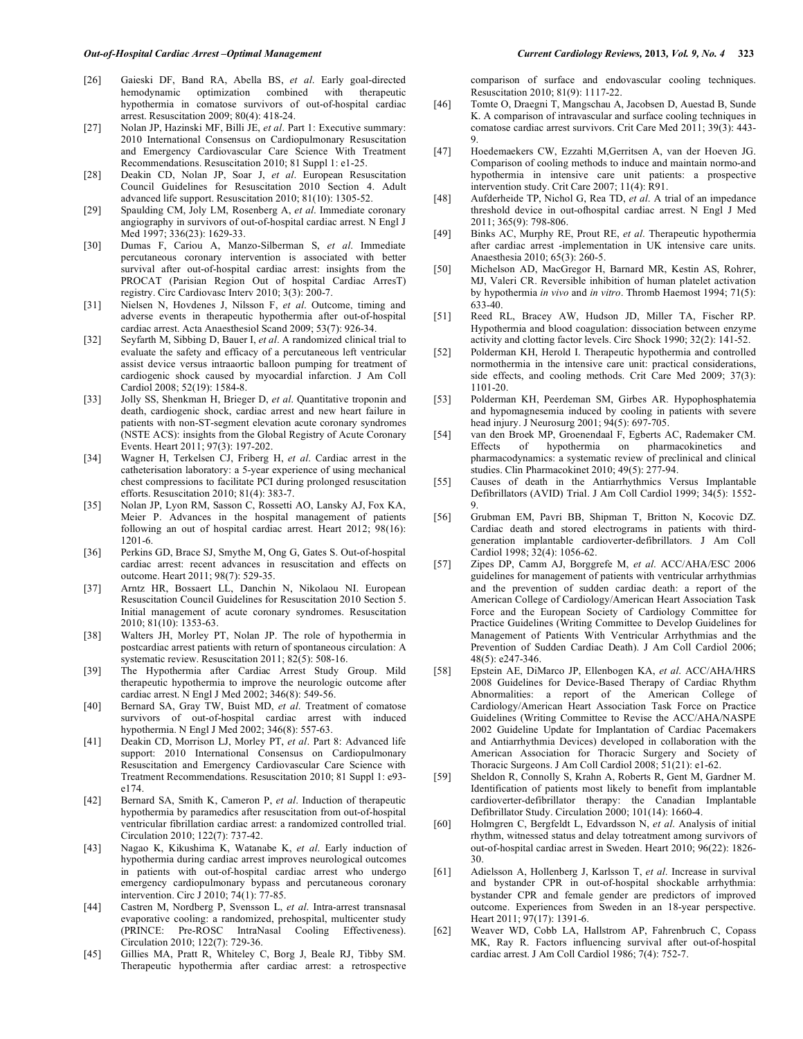[26] Gaieski DF, Band RA, Abella BS, *et al*. Early goal-directed hemodynamic optimization combined with therapeutic hypothermia in comatose survivors of out-of-hospital cardiac arrest. Resuscitation 2009; 80(4): 418-24.

[27] Nolan JP, Hazinski MF, Billi JE, *et al*. Part 1: Executive summary: 2010 International Consensus on Cardiopulmonary Resuscitation and Emergency Cardiovascular Care Science With Treatment Recommendations. Resuscitation 2010; 81 Suppl 1: e1-25.

[28] Deakin CD, Nolan JP, Soar J, *et al*. European Resuscitation Council Guidelines for Resuscitation 2010 Section 4. Adult advanced life support. Resuscitation 2010; 81(10): 1305-52.

[29] Spaulding CM, Joly LM, Rosenberg A, *et al*. Immediate coronary angiography in survivors of out-of-hospital cardiac arrest. N Engl J Med 1997; 336(23): 1629-33.

[30] Dumas F, Cariou A, Manzo-Silberman S, *et al*. Immediate percutaneous coronary intervention is associated with better survival after out-of-hospital cardiac arrest: insights from the PROCAT (Parisian Region Out of hospital Cardiac ArresT) registry. Circ Cardiovasc Interv 2010; 3(3): 200-7.

[31] Nielsen N, Hovdenes J, Nilsson F, *et al*. Outcome, timing and adverse events in therapeutic hypothermia after out-of-hospital cardiac arrest. Acta Anaesthesiol Scand 2009; 53(7): 926-34.

[32] Seyfarth M, Sibbing D, Bauer I, *et al*. A randomized clinical trial to evaluate the safety and efficacy of a percutaneous left ventricular assist device versus intraaortic balloon pumping for treatment of cardiogenic shock caused by myocardial infarction. J Am Coll Cardiol 2008; 52(19): 1584-8.

[33] Jolly SS, Shenkman H, Brieger D, *et al*. Quantitative troponin and death, cardiogenic shock, cardiac arrest and new heart failure in patients with non-ST-segment elevation acute coronary syndromes (NSTE ACS): insights from the Global Registry of Acute Coronary Events. Heart 2011; 97(3): 197-202.

[34] Wagner H, Terkelsen CJ, Friberg H, *et al*. Cardiac arrest in the catheterisation laboratory: a 5-year experience of using mechanical chest compressions to facilitate PCI during prolonged resuscitation efforts. Resuscitation 2010; 81(4): 383-7.

[35] Nolan JP, Lyon RM, Sasson C, Rossetti AO, Lansky AJ, Fox KA, Meier P. Advances in the hospital management of patients following an out of hospital cardiac arrest. Heart 2012; 98(16): 1201-6.

[36] Perkins GD, Brace SJ, Smythe M, Ong G, Gates S. Out-of-hospital cardiac arrest: recent advances in resuscitation and effects on outcome. Heart 2011; 98(7): 529-35.

[37] Arntz HR, Bossaert LL, Danchin N, Nikolaou NI. European Resuscitation Council Guidelines for Resuscitation 2010 Section 5. Initial management of acute coronary syndromes. Resuscitation 2010; 81(10): 1353-63.

[38] Walters JH, Morley PT, Nolan JP. The role of hypothermia in postcardiac arrest patients with return of spontaneous circulation: A systematic review. Resuscitation 2011; 82(5): 508-16.

[39] The Hypothermia after Cardiac Arrest Study Group. Mild therapeutic hypothermia to improve the neurologic outcome after cardiac arrest. N Engl J Med 2002; 346(8): 549-56.

[40] Bernard SA, Gray TW, Buist MD, *et al*. Treatment of comatose survivors of out-of-hospital cardiac arrest with induced hypothermia. N Engl J Med 2002; 346(8): 557-63.

[41] Deakin CD, Morrison LJ, Morley PT, *et al*. Part 8: Advanced life support: 2010 International Consensus on Cardiopulmonary Resuscitation and Emergency Cardiovascular Care Science with Treatment Recommendations. Resuscitation 2010; 81 Suppl 1: e93-e174.

[42] Bernard SA, Smith K, Cameron P, *et al*. Induction of therapeutic hypothermia by paramedics after resuscitation from out-of-hospital ventricular fibrillation cardiac arrest: a randomized controlled trial. Circulation 2010; 122(7): 737-42.

[43] Nagao K, Kikushima K, Watanabe K, *et al*. Early induction of hypothermia during cardiac arrest improves neurological outcomes in patients with out-of-hospital cardiac arrest who undergo emergency cardiopulmonary bypass and percutaneous coronary intervention. Circ J 2010; 74(1): 77-85.

[44] Castren M, Nordberg P, Svensson L, *et al*. Intra-arrest transnasal evaporative cooling: a randomized, prehospital, multicenter study (PRINCE: Pre-ROSC IntraNasal Cooling Effectiveness). Circulation 2010; 122(7): 729-36.

[45] Gillies MA, Pratt R, Whiteley C, Borg J, Beale RJ, Tibby SM. Therapeutic hypothermia after cardiac arrest: a retrospective comparison of surface and endovascular cooling techniques. Resuscitation 2010; 81(9): 1117-22.

[46] Tomte O, Draegni T, Mangschau A, Jacobsen D, Auestad B, Sunde K. A comparison of intravascular and surface cooling techniques in comatose cardiac arrest survivors. Crit Care Med 2011; 39(3): 443-9.

[47] Hoedemaekers CW, Ezzahti M,Gerritsen A, van der Hoeven JG. Comparison of cooling methods to induce and maintain normo-and hypothermia in intensive care unit patients: a prospective intervention study. Crit Care 2007; 11(4): R91.

[48] Aufderheide TP, Nichol G, Rea TD, *et al*. A trial of an impedance threshold device in out-ofhospital cardiac arrest. N Engl J Med 2011; 365(9): 798-806.

[49] Binks AC, Murphy RE, Prout RE, *et al*. Therapeutic hypothermia after cardiac arrest -implementation in UK intensive care units. Anaesthesia 2010; 65(3): 260-5.

[50] Michelson AD, MacGregor H, Barnard MR, Kestin AS, Rohrer, MJ, Valeri CR. Reversible inhibition of human platelet activation by hypothermia *in vivo* and *in vitro*. Thromb Haemost 1994; 71(5): 633-40.

[51] Reed RL, Bracey AW, Hudson JD, Miller TA, Fischer RP. Hypothermia and blood coagulation: dissociation between enzyme activity and clotting factor levels. Circ Shock 1990; 32(2): 141-52.

[52] Polderman KH, Herold I. Therapeutic hypothermia and controlled normothermia in the intensive care unit: practical considerations, side effects, and cooling methods. Crit Care Med 2009; 37(3): 1101-20.

[53] Polderman KH, Peerdeman SM, Girbes AR. Hypophosphatemia and hypomagnesemia induced by cooling in patients with severe head injury. J Neurosurg 2001; 94(5): 697-705.

[54] van den Broek MP, Groenendaal F, Egberts AC, Rademaker CM. Effects of hypothermia on pharmacokinetics and pharmacodynamics: a systematic review of preclinical and clinical studies. Clin Pharmacokinet 2010; 49(5): 277-94.

[55] Causes of death in the Antiarrhythmics Versus Implantable Defibrillators (AVID) Trial. J Am Coll Cardiol 1999; 34(5): 1552-9.

[56] Grubman EM, Pavri BB, Shipman T, Britton N, Kocovic DZ. Cardiac death and stored electrograms in patients with third-generation implantable cardioverter-defibrillators. J Am Coll Cardiol 1998; 32(4): 1056-62.

[57] Zipes DP, Camm AJ, Borggrefe M, *et al*. ACC/AHA/ESC 2006 guidelines for management of patients with ventricular arrhythmias and the prevention of sudden cardiac death: a report of the American College of Cardiology/American Heart Association Task Force and the European Society of Cardiology Committee for Practice Guidelines (Writing Committee to Develop Guidelines for Management of Patients With Ventricular Arrhythmias and the Prevention of Sudden Cardiac Death). J Am Coll Cardiol 2006; 48(5): e247-346.

[58] Epstein AE, DiMarco JP, Ellenbogen KA, *et al*. ACC/AHA/HRS 2008 Guidelines for Device-Based Therapy of Cardiac Rhythm Abnormalities: a report of the American College of Cardiology/American Heart Association Task Force on Practice Guidelines (Writing Committee to Revise the ACC/AHA/NASPE 2002 Guideline Update for Implantation of Cardiac Pacemakers and Antiarrhythmia Devices) developed in collaboration with the American Association for Thoracic Surgery and Society of Thoracic Surgeons. J Am Coll Cardiol 2008; 51(21): e1-62.

[59] Sheldon R, Connolly S, Krahn A, Roberts R, Gent M, Gardner M. Identification of patients most likely to benefit from implantable cardioverter-defibrillator therapy: the Canadian Implantable Defibrillator Study. Circulation 2000; 101(14): 1660-4.

[60] Holmgren C, Bergfeldt L, Edvardsson N, *et al*. Analysis of initial rhythm, witnessed status and delay totreatment among survivors of out-of-hospital cardiac arrest in Sweden. Heart 2010; 96(22): 1826-30.

[61] Adielsson A, Hollenberg J, Karlsson T, *et al*. Increase in survival and bystander CPR in out-of-hospital shockable arrhythmia: bystander CPR and female gender are predictors of improved outcome. Experiences from Sweden in an 18-year perspective. Heart 2011; 97(17): 1391-6.

[62] Weaver WD, Cobb LA, Hallstrom AP, Fahrenbruch C, Copass MK, Ray R. Factors influencing survival after out-of-hospital cardiac arrest. J Am Coll Cardiol 1986; 7(4): 752-7.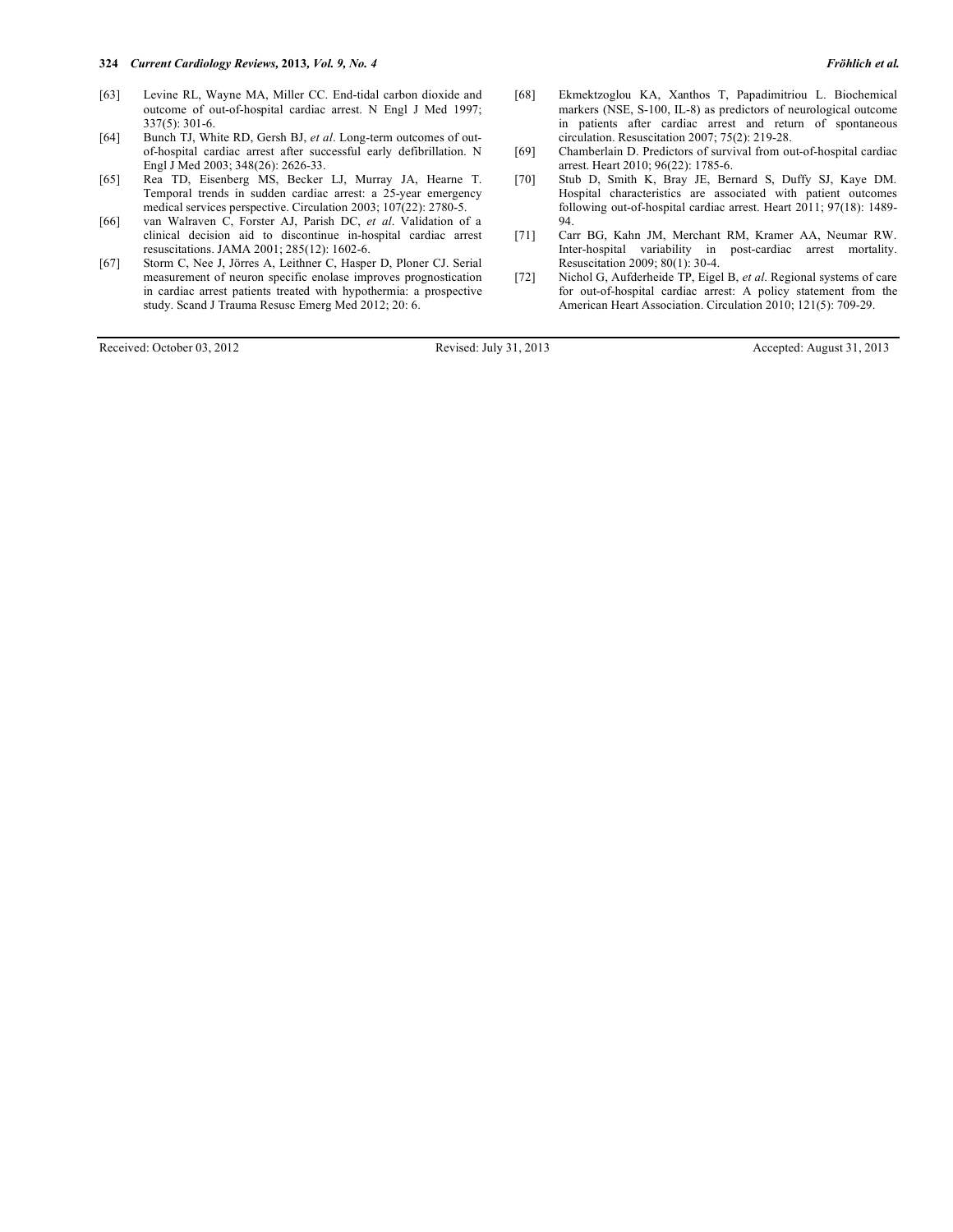[63] Levine RL, Wayne MA, Miller CC. End-tidal carbon dioxide and outcome of out-of-hospital cardiac arrest. N Engl J Med 1997; 337(5): 301-6.

[64] Bunch TJ, White RD, Gersh BJ, *et al*. Long-term outcomes of out-of-hospital cardiac arrest after successful early defibrillation. N Engl J Med 2003; 348(26): 2626-33.

[65] Rea TD, Eisenberg MS, Becker LJ, Murray JA, Hearne T. Temporal trends in sudden cardiac arrest: a 25-year emergency medical services perspective. Circulation 2003; 107(22): 2780-5.

[66] van Walraven C, Forster AJ, Parish DC, *et al*. Validation of a clinical decision aid to discontinue in-hospital cardiac arrest resuscitations. JAMA 2001; 285(12): 1602-6.

[67] Storm C, Nee J, Jörres A, Leithner C, Hasper D, Ploner CJ. Serial measurement of neuron specific enolase improves prognostication in cardiac arrest patients treated with hypothermia: a prospective study. Scand J Trauma Resusc Emerg Med 2012; 20: 6.

[68] Ekmektzoglou KA, Xanthos T, Papadimitriou L. Biochemical markers (NSE, S-100, IL-8) as predictors of neurological outcome in patients after cardiac arrest and return of spontaneous circulation. Resuscitation 2007; 75(2): 219-28.

[69] Chamberlain D. Predictors of survival from out-of-hospital cardiac arrest. Heart 2010; 96(22): 1785-6.

[70] Stub D, Smith K, Bray JE, Bernard S, Duffy SJ, Kaye DM. Hospital characteristics are associated with patient outcomes following out-of-hospital cardiac arrest. Heart 2011; 97(18): 1489-94.

[71] Carr BG, Kahn JM, Merchant RM, Kramer AA, Neumar RW. Inter-hospital variability in post-cardiac arrest mortality. Resuscitation 2009; 80(1): 30-4.

[72] Nichol G, Aufderheide TP, Eigel B, *et al*. Regional systems of care for out-of-hospital cardiac arrest: A policy statement from the American Heart Association. Circulation 2010; 121(5): 709-29.

Received: October 03, 2012 Revised: July 31, 2013 Accepted: August 31, 2013